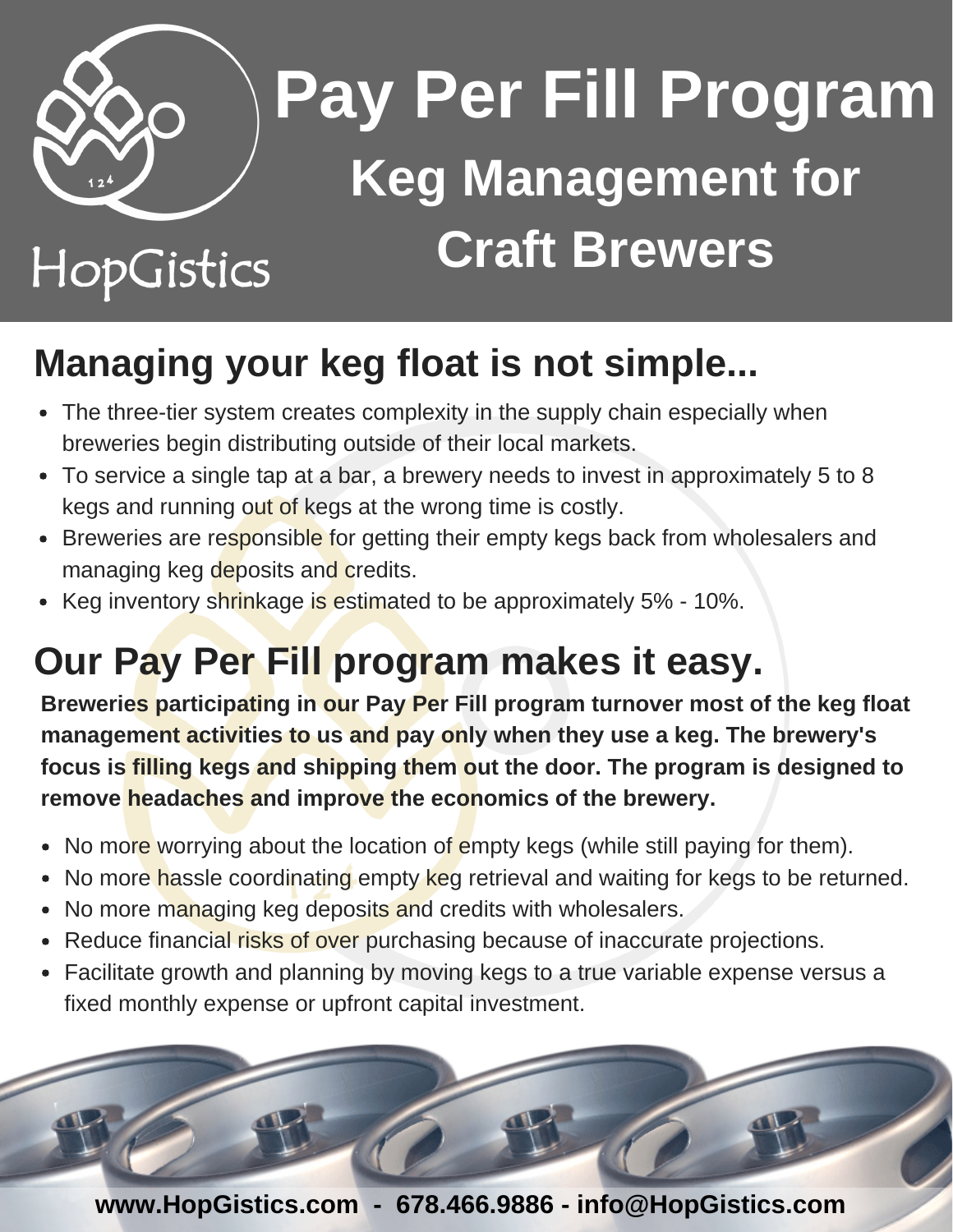HopGistics

# Pay Per Fill Program

## Keg Management for Craft Brewers

## Managing your keg float is not simple...

- The three-tier system creates complexity in the supply chain especially when breweries begin distributing outside of their local markets.
- To service a single tap at a bar, a brewery needs to invest in approximately 5 to 8 kegs and running out of kegs at the wrong time is costly.
- Breweries are responsible for getting their empty kegs back from wholesalers and managing keg deposits and credits.
- Keg inventory shrinkage is estimated to be approximately 5% - 10%.

## Our Pay Per Fill program makes it easy.

**Breweries participating in our Pay Per Fill program turnover most of the keg float management activities to us and pay only when they use a keg. The brewery's focus is filling kegs and shipping them out the door. The program is designed to remove headaches and improve the economics of the brewery.**

- No more worrying about the location of empty kegs (while still paying for them).
- No more hassle coordinating empty keg retrieval and waiting for kegs to be returned.
- No more managing keg deposits and credits with wholesalers.
- Reduce financial risks of over purchasing because of inaccurate projections.
- Facilitate growth and planning by moving kegs to a true variable expense versus a fixed monthly expense or upfront capital investment.

**www.HopGistics.com - 678.466.9886 - info@HopGistics.com**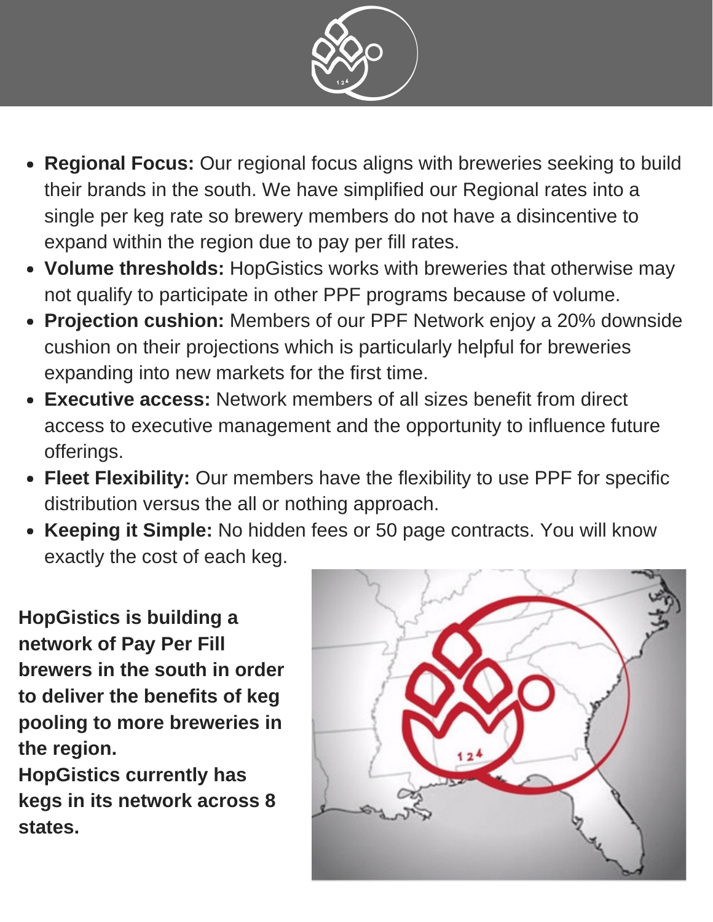- **Regional Focus:** Our regional focus aligns with breweries seeking to build their brands in the south. We have simplified our Regional rates into a single per keg rate so brewery members do not have a disincentive to expand within the region due to pay per fill rates.
- **Volume thresholds:** HopGistics works with breweries that otherwise may not qualify to participate in other PPF programs because of volume.
- **Projection cushion:** Members of our PPF Network enjoy a 20% downside cushion on their projections which is particularly helpful for breweries expanding into new markets for the first time.
- **Executive access:** Network members of all sizes benefit from direct access to executive management and the opportunity to influence future offerings.
- **Fleet Flexibility:** Our members have the flexibility to use PPF for specific distribution versus the all or nothing approach.
- **Keeping it Simple:** No hidden fees or 50 page contracts. You will know exactly the cost of each keg.

**HopGistics is building a network of Pay Per Fill brewers in the south in order to deliver the benefits of keg pooling to more breweries in the region.**

**HopGistics currently has kegs in its network across 8 states.**